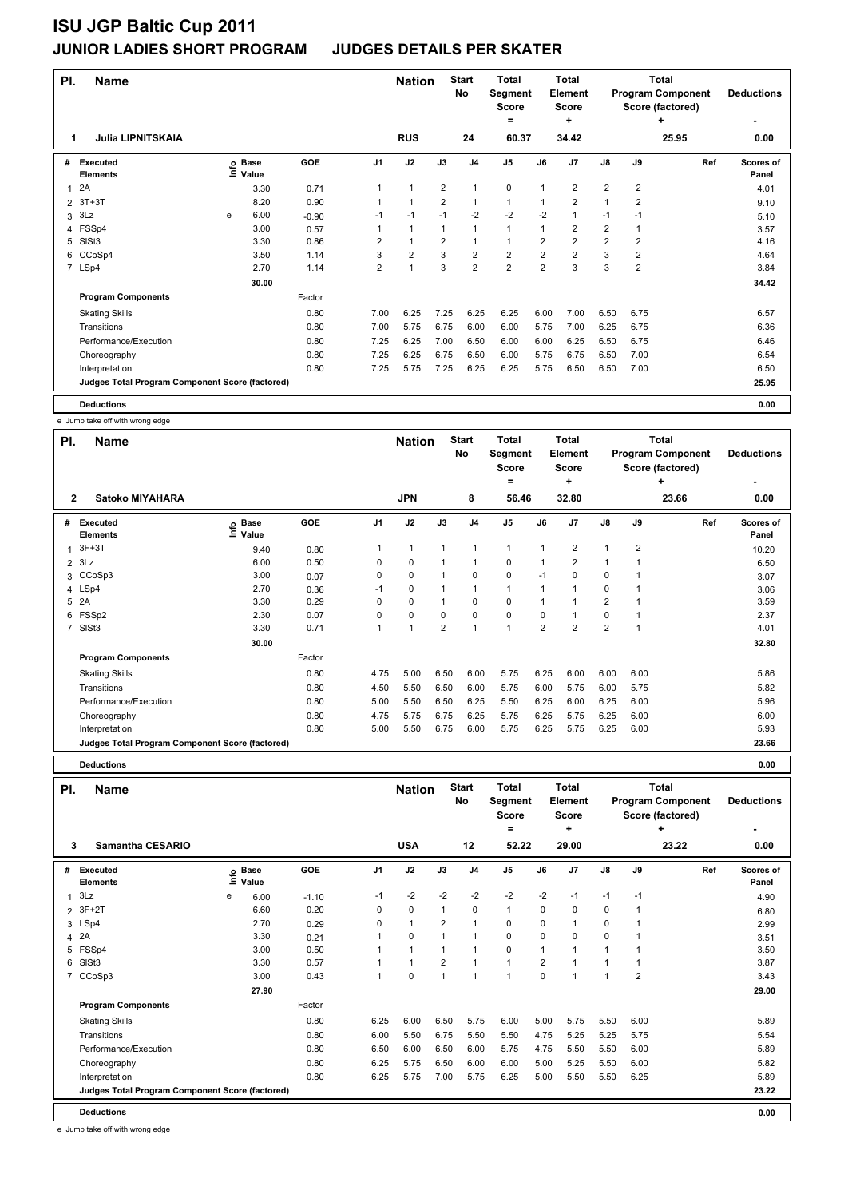# ISU JGP Baltic Cup 2011

## JUNIOR LADIES SHORT PROGRAM JUDGES DETAILS PER SKATER

| Pl. | Name | Nation | Start No | Total Segment Score = | Total Element Score + | Total Program Component Score (factored) + | Deductions - |
|---|---|---|---|---|---|---|---|
| 1 | Julia LIPNITSKAIA | RUS | 24 | 60.37 | 34.42 | 25.95 | 0.00 |

| # | Executed Elements | Info | Base Value | GOE | J1 | J2 | J3 | J4 | J5 | J6 | J7 | J8 | J9 | Ref | Scores of Panel |
|---|---|---|---|---|---|---|---|---|---|---|---|---|---|---|---|
| 1 | 2A | | 3.30 | 0.71 | 1 | 1 | 2 | 1 | 0 | 1 | 2 | 2 | 2 | | 4.01 |
| 2 | 3T+3T | | 8.20 | 0.90 | 1 | 1 | 2 | 1 | 1 | 1 | 2 | 1 | 2 | | 9.10 |
| 3 | 3Lz | e | 6.00 | -0.90 | -1 | -1 | -1 | -2 | -2 | -2 | 1 | -1 | -1 | | 5.10 |
| 4 | FSSp4 | | 3.00 | 0.57 | 1 | 1 | 1 | 1 | 1 | 1 | 2 | 2 | 1 | | 3.57 |
| 5 | SlSt3 | | 3.30 | 0.86 | 2 | 1 | 2 | 1 | 1 | 2 | 2 | 2 | 2 | | 4.16 |
| 6 | CCoSp4 | | 3.50 | 1.14 | 3 | 2 | 3 | 2 | 2 | 2 | 2 | 3 | 2 | | 4.64 |
| 7 | LSp4 | | 2.70 | 1.14 | 2 | 1 | 3 | 2 | 2 | 2 | 3 | 3 | 2 | | 3.84 |
| | | | 30.00 | | | | | | | | | | | | 34.42 |
| | **Program Components** | | | Factor | | | | | | | | | | | |
| | Skating Skills | | | 0.80 | 7.00 | 6.25 | 7.25 | 6.25 | 6.25 | 6.00 | 7.00 | 6.50 | 6.75 | | 6.57 |
| | Transitions | | | 0.80 | 7.00 | 5.75 | 6.75 | 6.00 | 6.00 | 5.75 | 7.00 | 6.25 | 6.75 | | 6.36 |
| | Performance/Execution | | | 0.80 | 7.25 | 6.25 | 7.00 | 6.50 | 6.00 | 6.00 | 6.25 | 6.50 | 6.75 | | 6.46 |
| | Choreography | | | 0.80 | 7.25 | 6.25 | 6.75 | 6.50 | 6.00 | 5.75 | 6.75 | 6.50 | 7.00 | | 6.54 |
| | Interpretation | | | 0.80 | 7.25 | 5.75 | 7.25 | 6.25 | 6.25 | 5.75 | 6.50 | 6.50 | 7.00 | | 6.50 |
| | **Judges Total Program Component Score (factored)** | | | | | | | | | | | | | | 25.95 |
| | **Deductions** | | | | | | | | | | | | | | 0.00 |

e Jump take off with wrong edge

| Pl. | Name | Nation | Start No | Total Segment Score = | Total Element Score + | Total Program Component Score (factored) + | Deductions - |
|---|---|---|---|---|---|---|---|
| 2 | Satoko MIYAHARA | JPN | 8 | 56.46 | 32.80 | 23.66 | 0.00 |

| # | Executed Elements | Info | Base Value | GOE | J1 | J2 | J3 | J4 | J5 | J6 | J7 | J8 | J9 | Ref | Scores of Panel |
|---|---|---|---|---|---|---|---|---|---|---|---|---|---|---|---|
| 1 | 3F+3T | | 9.40 | 0.80 | 1 | 1 | 1 | 1 | 1 | 1 | 2 | 1 | 2 | | 10.20 |
| 2 | 3Lz | | 6.00 | 0.50 | 0 | 0 | 1 | 1 | 0 | 1 | 2 | 1 | 1 | | 6.50 |
| 3 | CCoSp3 | | 3.00 | 0.07 | 0 | 0 | 1 | 0 | 0 | -1 | 0 | 0 | 1 | | 3.07 |
| 4 | LSp4 | | 2.70 | 0.36 | -1 | 0 | 1 | 1 | 1 | 1 | 1 | 0 | 1 | | 3.06 |
| 5 | 2A | | 3.30 | 0.29 | 0 | 0 | 1 | 0 | 0 | 1 | 1 | 2 | 1 | | 3.59 |
| 6 | FSSp2 | | 2.30 | 0.07 | 0 | 0 | 0 | 0 | 0 | 0 | 1 | 0 | 1 | | 2.37 |
| 7 | SlSt3 | | 3.30 | 0.71 | 1 | 1 | 2 | 1 | 1 | 2 | 2 | 2 | 1 | | 4.01 |
| | | | 30.00 | | | | | | | | | | | | 32.80 |
| | **Program Components** | | | Factor | | | | | | | | | | | |
| | Skating Skills | | | 0.80 | 4.75 | 5.00 | 6.50 | 6.00 | 5.75 | 6.25 | 6.00 | 6.00 | 6.00 | | 5.86 |
| | Transitions | | | 0.80 | 4.50 | 5.50 | 6.50 | 6.00 | 5.75 | 6.00 | 5.75 | 6.00 | 5.75 | | 5.82 |
| | Performance/Execution | | | 0.80 | 5.00 | 5.50 | 6.50 | 6.25 | 5.50 | 6.25 | 6.00 | 6.25 | 6.00 | | 5.96 |
| | Choreography | | | 0.80 | 4.75 | 5.75 | 6.75 | 6.25 | 5.75 | 6.25 | 5.75 | 6.25 | 6.00 | | 6.00 |
| | Interpretation | | | 0.80 | 5.00 | 5.50 | 6.75 | 6.00 | 5.75 | 6.25 | 5.75 | 6.25 | 6.00 | | 5.93 |
| | **Judges Total Program Component Score (factored)** | | | | | | | | | | | | | | 23.66 |
| | **Deductions** | | | | | | | | | | | | | | 0.00 |

| Pl. | Name | Nation | Start No | Total Segment Score = | Total Element Score + | Total Program Component Score (factored) + | Deductions - |
|---|---|---|---|---|---|---|---|
| 3 | Samantha CESARIO | USA | 12 | 52.22 | 29.00 | 23.22 | 0.00 |

| # | Executed Elements | Info | Base Value | GOE | J1 | J2 | J3 | J4 | J5 | J6 | J7 | J8 | J9 | Ref | Scores of Panel |
|---|---|---|---|---|---|---|---|---|---|---|---|---|---|---|---|
| 1 | 3Lz | e | 6.00 | -1.10 | -1 | -2 | -2 | -2 | -2 | -2 | -1 | -1 | -1 | | 4.90 |
| 2 | 3F+2T | | 6.60 | 0.20 | 0 | 0 | 1 | 0 | 1 | 0 | 0 | 0 | 1 | | 6.80 |
| 3 | LSp4 | | 2.70 | 0.29 | 0 | 1 | 2 | 1 | 0 | 0 | 1 | 0 | 1 | | 2.99 |
| 4 | 2A | | 3.30 | 0.21 | 1 | 0 | 1 | 1 | 0 | 0 | 0 | 0 | 1 | | 3.51 |
| 5 | FSSp4 | | 3.00 | 0.50 | 1 | 1 | 1 | 1 | 0 | 1 | 1 | 1 | 1 | | 3.50 |
| 6 | SlSt3 | | 3.30 | 0.57 | 1 | 1 | 2 | 1 | 1 | 2 | 1 | 1 | 1 | | 3.87 |
| 7 | CCoSp3 | | 3.00 | 0.43 | 1 | 0 | 1 | 1 | 1 | 0 | 1 | 1 | 2 | | 3.43 |
| | | | 27.90 | | | | | | | | | | | | 29.00 |
| | **Program Components** | | | Factor | | | | | | | | | | | |
| | Skating Skills | | | 0.80 | 6.25 | 6.00 | 6.50 | 5.75 | 6.00 | 5.00 | 5.75 | 5.50 | 6.00 | | 5.89 |
| | Transitions | | | 0.80 | 6.00 | 5.50 | 6.75 | 5.50 | 5.50 | 4.75 | 5.25 | 5.25 | 5.75 | | 5.54 |
| | Performance/Execution | | | 0.80 | 6.50 | 6.00 | 6.50 | 6.00 | 5.75 | 4.75 | 5.50 | 5.50 | 6.00 | | 5.89 |
| | Choreography | | | 0.80 | 6.25 | 5.75 | 6.50 | 6.00 | 6.00 | 5.00 | 5.25 | 5.50 | 6.00 | | 5.82 |
| | Interpretation | | | 0.80 | 6.25 | 5.75 | 7.00 | 5.75 | 6.25 | 5.00 | 5.50 | 5.50 | 6.25 | | 5.89 |
| | **Judges Total Program Component Score (factored)** | | | | | | | | | | | | | | 23.22 |
| | **Deductions** | | | | | | | | | | | | | | 0.00 |

e Jump take off with wrong edge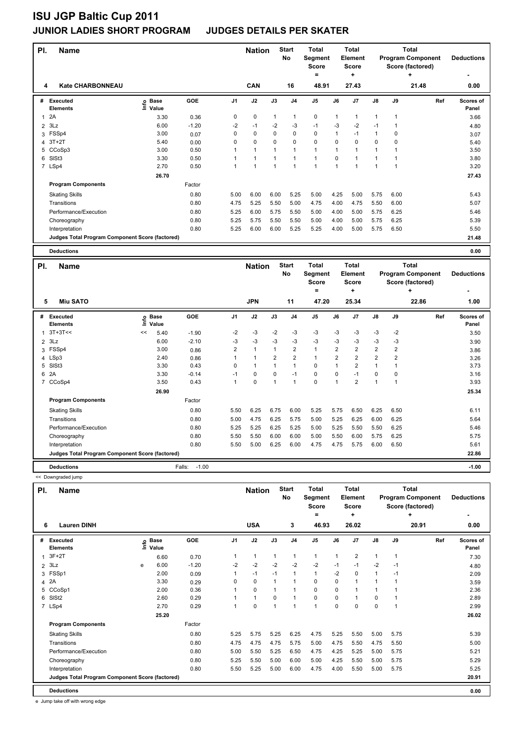# ISU JGP Baltic Cup 2011

## JUNIOR LADIES SHORT PROGRAM JUDGES DETAILS PER SKATER

| Pl. | Name | Nation | Start No | Total Segment Score = | Total Element Score + | Total Program Component Score (factored) + | Deductions - |
|---|---|---|---|---|---|---|---|
| 4 | Kate CHARBONNEAU | CAN | 16 | 48.91 | 27.43 | 21.48 | 0.00 |

| # | Executed Elements | Info | Base Value | GOE | J1 | J2 | J3 | J4 | J5 | J6 | J7 | J8 | J9 | Ref | Scores of Panel |
|---|---|---|---|---|---|---|---|---|---|---|---|---|---|---|---|
| 1 | 2A | | 3.30 | 0.36 | 0 | 0 | 1 | 1 | 0 | 1 | 1 | 1 | 1 | | 3.66 |
| 2 | 3Lz | | 6.00 | -1.20 | -2 | -1 | -2 | -3 | -1 | -3 | -2 | -1 | 1 | | 4.80 |
| 3 | FSSp4 | | 3.00 | 0.07 | 0 | 0 | 0 | 0 | 0 | 1 | -1 | 1 | 0 | | 3.07 |
| 4 | 3T+2T | | 5.40 | 0.00 | 0 | 0 | 0 | 0 | 0 | 0 | 0 | 0 | 0 | | 5.40 |
| 5 | CCoSp3 | | 3.00 | 0.50 | 1 | 1 | 1 | 1 | 1 | 1 | 1 | 1 | 1 | | 3.50 |
| 6 | SlSt3 | | 3.30 | 0.50 | 1 | 1 | 1 | 1 | 1 | 0 | 1 | 1 | 1 | | 3.80 |
| 7 | LSp4 | | 2.70 | 0.50 | 1 | 1 | 1 | 1 | 1 | 1 | 1 | 1 | 1 | | 3.20 |
| | | | 26.70 | | | | | | | | | | | | 27.43 |

| Program Components | Factor | J1 | J2 | J3 | J4 | J5 | J6 | J7 | J8 | J9 | Scores of Panel |
|---|---|---|---|---|---|---|---|---|---|---|---|
| Skating Skills | 0.80 | 5.00 | 6.00 | 6.00 | 5.25 | 5.00 | 4.25 | 5.00 | 5.75 | 6.00 | 5.43 |
| Transitions | 0.80 | 4.75 | 5.25 | 5.50 | 5.00 | 4.75 | 4.00 | 4.75 | 5.50 | 6.00 | 5.07 |
| Performance/Execution | 0.80 | 5.25 | 6.00 | 5.75 | 5.50 | 5.00 | 4.00 | 5.00 | 5.75 | 6.25 | 5.46 |
| Choreography | 0.80 | 5.25 | 5.75 | 5.50 | 5.50 | 5.00 | 4.00 | 5.00 | 5.75 | 6.25 | 5.39 |
| Interpretation | 0.80 | 5.25 | 6.00 | 6.00 | 5.25 | 5.25 | 4.00 | 5.00 | 5.75 | 6.50 | 5.50 |
| Judges Total Program Component Score (factored) | | | | | | | | | | | 21.48 |

**Deductions** 0.00

| Pl. | Name | Nation | Start No | Total Segment Score = | Total Element Score + | Total Program Component Score (factored) + | Deductions - |
|---|---|---|---|---|---|---|---|
| 5 | Miu SATO | JPN | 11 | 47.20 | 25.34 | 22.86 | 1.00 |

| # | Executed Elements | Info | Base Value | GOE | J1 | J2 | J3 | J4 | J5 | J6 | J7 | J8 | J9 | Ref | Scores of Panel |
|---|---|---|---|---|---|---|---|---|---|---|---|---|---|---|---|
| 1 | 3T+3T<< | << | 5.40 | -1.90 | -2 | -3 | -2 | -3 | -3 | -3 | -3 | -3 | -2 | | 3.50 |
| 2 | 3Lz | | 6.00 | -2.10 | -3 | -3 | -3 | -3 | -3 | -3 | -3 | -3 | -3 | | 3.90 |
| 3 | FSSp4 | | 3.00 | 0.86 | 2 | 1 | 1 | 2 | 1 | 2 | 2 | 2 | 2 | | 3.86 |
| 4 | LSp3 | | 2.40 | 0.86 | 1 | 1 | 2 | 2 | 1 | 2 | 2 | 2 | 2 | | 3.26 |
| 5 | SlSt3 | | 3.30 | 0.43 | 0 | 1 | 1 | 1 | 0 | 1 | 2 | 1 | 1 | | 3.73 |
| 6 | 2A | | 3.30 | -0.14 | -1 | 0 | 0 | -1 | 0 | 0 | -1 | 0 | 0 | | 3.16 |
| 7 | CCoSp4 | | 3.50 | 0.43 | 1 | 0 | 1 | 1 | 0 | 1 | 2 | 1 | 1 | | 3.93 |
| | | | 26.90 | | | | | | | | | | | | 25.34 |

| Program Components | Factor | J1 | J2 | J3 | J4 | J5 | J6 | J7 | J8 | J9 | Scores of Panel |
|---|---|---|---|---|---|---|---|---|---|---|---|
| Skating Skills | 0.80 | 5.50 | 6.25 | 6.75 | 6.00 | 5.25 | 5.75 | 6.50 | 6.25 | 6.50 | 6.11 |
| Transitions | 0.80 | 5.00 | 4.75 | 6.25 | 5.75 | 5.00 | 5.25 | 6.25 | 6.00 | 6.25 | 5.64 |
| Performance/Execution | 0.80 | 5.25 | 5.25 | 6.25 | 5.25 | 5.00 | 5.25 | 5.50 | 5.50 | 6.25 | 5.46 |
| Choreography | 0.80 | 5.50 | 5.50 | 6.00 | 6.00 | 5.00 | 5.50 | 6.00 | 5.75 | 6.25 | 5.75 |
| Interpretation | 0.80 | 5.50 | 5.00 | 6.25 | 6.00 | 4.75 | 4.75 | 5.75 | 6.00 | 6.50 | 5.61 |
| Judges Total Program Component Score (factored) | | | | | | | | | | | 22.86 |

**Deductions** Falls: -1.00 -1.00

<< Downgraded jump

| Pl. | Name | Nation | Start No | Total Segment Score = | Total Element Score + | Total Program Component Score (factored) + | Deductions - |
|---|---|---|---|---|---|---|---|
| 6 | Lauren DINH | USA | 3 | 46.93 | 26.02 | 20.91 | 0.00 |

| # | Executed Elements | Info | Base Value | GOE | J1 | J2 | J3 | J4 | J5 | J6 | J7 | J8 | J9 | Ref | Scores of Panel |
|---|---|---|---|---|---|---|---|---|---|---|---|---|---|---|---|
| 1 | 3F+2T | | 6.60 | 0.70 | 1 | 1 | 1 | 1 | 1 | 1 | 2 | 1 | 1 | | 7.30 |
| 2 | 3Lz | e | 6.00 | -1.20 | -2 | -2 | -2 | -2 | -2 | -1 | -1 | -2 | -1 | | 4.80 |
| 3 | FSSp1 | | 2.00 | 0.09 | 1 | -1 | -1 | 1 | 1 | -2 | 0 | 1 | -1 | | 2.09 |
| 4 | 2A | | 3.30 | 0.29 | 0 | 0 | 1 | 1 | 0 | 0 | 1 | 1 | 1 | | 3.59 |
| 5 | CCoSp1 | | 2.00 | 0.36 | 1 | 0 | 1 | 1 | 0 | 0 | 1 | 1 | 1 | | 2.36 |
| 6 | SlSt2 | | 2.60 | 0.29 | 1 | 1 | 0 | 1 | 0 | 0 | 1 | 0 | 1 | | 2.89 |
| 7 | LSp4 | | 2.70 | 0.29 | 1 | 0 | 1 | 1 | 1 | 0 | 0 | 0 | 1 | | 2.99 |
| | | | 25.20 | | | | | | | | | | | | 26.02 |

| Program Components | Factor | J1 | J2 | J3 | J4 | J5 | J6 | J7 | J8 | J9 | Scores of Panel |
|---|---|---|---|---|---|---|---|---|---|---|---|
| Skating Skills | 0.80 | 5.25 | 5.75 | 5.25 | 6.25 | 4.75 | 5.25 | 5.50 | 5.00 | 5.75 | 5.39 |
| Transitions | 0.80 | 4.75 | 4.75 | 4.75 | 5.75 | 5.00 | 4.75 | 5.50 | 4.75 | 5.50 | 5.00 |
| Performance/Execution | 0.80 | 5.00 | 5.50 | 5.25 | 6.50 | 4.75 | 4.25 | 5.25 | 5.00 | 5.75 | 5.21 |
| Choreography | 0.80 | 5.25 | 5.50 | 5.00 | 6.00 | 5.00 | 4.25 | 5.50 | 5.00 | 5.75 | 5.29 |
| Interpretation | 0.80 | 5.50 | 5.25 | 5.00 | 6.00 | 4.75 | 4.00 | 5.50 | 5.00 | 5.75 | 5.25 |
| Judges Total Program Component Score (factored) | | | | | | | | | | | 20.91 |

**Deductions** 0.00

e Jump take off with wrong edge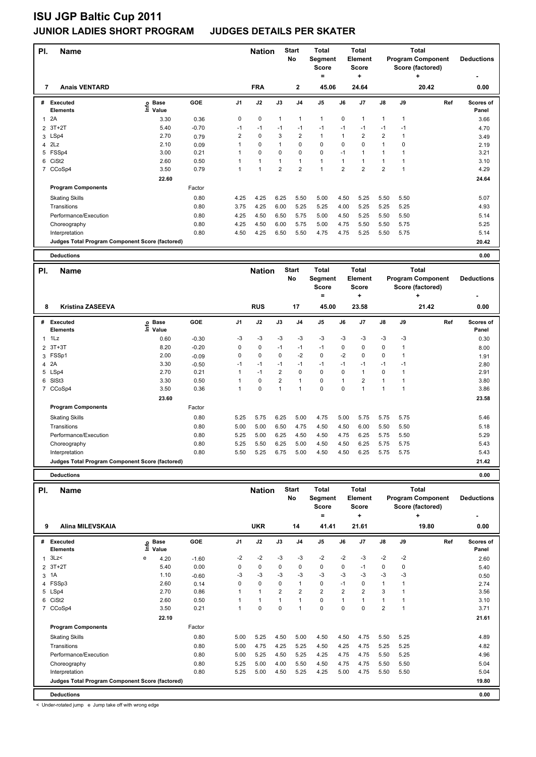# ISU JGP Baltic Cup 2011

## JUNIOR LADIES SHORT PROGRAM JUDGES DETAILS PER SKATER

| Pl. | Name | Nation | Start No | Total Segment Score = | Total Element Score + | Total Program Component Score (factored) + | Deductions - |
|---|---|---|---|---|---|---|---|
| 7 | Anais VENTARD | FRA | 2 | 45.06 | 24.64 | 20.42 | 0.00 |

| # | Executed Elements | Info | Base Value | GOE | J1 | J2 | J3 | J4 | J5 | J6 | J7 | J8 | J9 | Ref | Scores of Panel |
|---|---|---|---|---|---|---|---|---|---|---|---|---|---|---|---|
| 1 | 2A | | 3.30 | 0.36 | 0 | 0 | 1 | 1 | 1 | 0 | 1 | 1 | 1 | | 3.66 |
| 2 | 3T+2T | | 5.40 | -0.70 | -1 | -1 | -1 | -1 | -1 | -1 | -1 | -1 | -1 | | 4.70 |
| 3 | LSp4 | | 2.70 | 0.79 | 2 | 0 | 3 | 2 | 1 | 1 | 2 | 2 | 1 | | 3.49 |
| 4 | 2Lz | | 2.10 | 0.09 | 1 | 0 | 1 | 0 | 0 | 0 | 0 | 1 | 0 | | 2.19 |
| 5 | FSSp4 | | 3.00 | 0.21 | 1 | 0 | 0 | 0 | 0 | -1 | 1 | 1 | 1 | | 3.21 |
| 6 | CiSt2 | | 2.60 | 0.50 | 1 | 1 | 1 | 1 | 1 | 1 | 1 | 1 | 1 | | 3.10 |
| 7 | CCoSp4 | | 3.50 | 0.79 | 1 | 1 | 2 | 2 | 1 | 2 | 2 | 2 | 1 | | 4.29 |
| | | | 22.60 | | | | | | | | | | | | 24.64 |
| | **Program Components** | | | Factor | | | | | | | | | | | |
| | Skating Skills | | | 0.80 | 4.25 | 4.25 | 6.25 | 5.50 | 5.00 | 4.50 | 5.25 | 5.50 | 5.50 | | 5.07 |
| | Transitions | | | 0.80 | 3.75 | 4.25 | 6.00 | 5.25 | 5.25 | 4.00 | 5.25 | 5.25 | 5.25 | | 4.93 |
| | Performance/Execution | | | 0.80 | 4.25 | 4.50 | 6.50 | 5.75 | 5.00 | 4.50 | 5.25 | 5.50 | 5.50 | | 5.14 |
| | Choreography | | | 0.80 | 4.25 | 4.50 | 6.00 | 5.75 | 5.00 | 4.75 | 5.50 | 5.50 | 5.75 | | 5.25 |
| | Interpretation | | | 0.80 | 4.50 | 4.25 | 6.50 | 5.50 | 4.75 | 4.75 | 5.25 | 5.50 | 5.75 | | 5.14 |
| | **Judges Total Program Component Score (factored)** | | | | | | | | | | | | | | 20.42 |
| | **Deductions** | | | | | | | | | | | | | | 0.00 |

| Pl. | Name | Nation | Start No | Total Segment Score = | Total Element Score + | Total Program Component Score (factored) + | Deductions - |
|---|---|---|---|---|---|---|---|
| 8 | Kristina ZASEEVA | RUS | 17 | 45.00 | 23.58 | 21.42 | 0.00 |

| # | Executed Elements | Info | Base Value | GOE | J1 | J2 | J3 | J4 | J5 | J6 | J7 | J8 | J9 | Ref | Scores of Panel |
|---|---|---|---|---|---|---|---|---|---|---|---|---|---|---|---|
| 1 | 1Lz | | 0.60 | -0.30 | -3 | -3 | -3 | -3 | -3 | -3 | -3 | -3 | -3 | | 0.30 |
| 2 | 3T+3T | | 8.20 | -0.20 | 0 | 0 | -1 | -1 | -1 | 0 | 0 | 0 | 1 | | 8.00 |
| 3 | FSSp1 | | 2.00 | -0.09 | 0 | 0 | 0 | -2 | 0 | -2 | 0 | 0 | 1 | | 1.91 |
| 4 | 2A | | 3.30 | -0.50 | -1 | -1 | -1 | -1 | -1 | -1 | -1 | -1 | -1 | | 2.80 |
| 5 | LSp4 | | 2.70 | 0.21 | 1 | -1 | 2 | 0 | 0 | 0 | 1 | 0 | 1 | | 2.91 |
| 6 | SlSt3 | | 3.30 | 0.50 | 1 | 0 | 2 | 1 | 0 | 1 | 2 | 1 | 1 | | 3.80 |
| 7 | CCoSp4 | | 3.50 | 0.36 | 1 | 0 | 1 | 1 | 0 | 0 | 1 | 1 | 1 | | 3.86 |
| | | | 23.60 | | | | | | | | | | | | 23.58 |
| | **Program Components** | | | Factor | | | | | | | | | | | |
| | Skating Skills | | | 0.80 | 5.25 | 5.75 | 6.25 | 5.00 | 4.75 | 5.00 | 5.75 | 5.75 | 5.75 | | 5.46 |
| | Transitions | | | 0.80 | 5.00 | 5.00 | 6.50 | 4.75 | 4.50 | 4.50 | 6.00 | 5.50 | 5.50 | | 5.18 |
| | Performance/Execution | | | 0.80 | 5.25 | 5.00 | 6.25 | 4.50 | 4.50 | 4.75 | 6.25 | 5.75 | 5.50 | | 5.29 |
| | Choreography | | | 0.80 | 5.25 | 5.50 | 6.25 | 5.00 | 4.50 | 4.50 | 6.25 | 5.75 | 5.75 | | 5.43 |
| | Interpretation | | | 0.80 | 5.50 | 5.25 | 6.75 | 5.00 | 4.50 | 4.50 | 6.25 | 5.75 | 5.75 | | 5.43 |
| | **Judges Total Program Component Score (factored)** | | | | | | | | | | | | | | 21.42 |
| | **Deductions** | | | | | | | | | | | | | | 0.00 |

| Pl. | Name | Nation | Start No | Total Segment Score = | Total Element Score + | Total Program Component Score (factored) + | Deductions - |
|---|---|---|---|---|---|---|---|
| 9 | Alina MILEVSKAIA | UKR | 14 | 41.41 | 21.61 | 19.80 | 0.00 |

| # | Executed Elements | Info | Base Value | GOE | J1 | J2 | J3 | J4 | J5 | J6 | J7 | J8 | J9 | Ref | Scores of Panel |
|---|---|---|---|---|---|---|---|---|---|---|---|---|---|---|---|
| 1 | 3Lz< | e | 4.20 | -1.60 | -2 | -2 | -3 | -3 | -2 | -2 | -3 | -2 | -2 | | 2.60 |
| 2 | 3T+2T | | 5.40 | 0.00 | 0 | 0 | 0 | 0 | 0 | 0 | -1 | 0 | 0 | | 5.40 |
| 3 | 1A | | 1.10 | -0.60 | -3 | -3 | -3 | -3 | -3 | -3 | -3 | -3 | -3 | | 0.50 |
| 4 | FSSp3 | | 2.60 | 0.14 | 0 | 0 | 0 | 1 | 0 | -1 | 0 | 1 | 1 | | 2.74 |
| 5 | LSp4 | | 2.70 | 0.86 | 1 | 1 | 2 | 2 | 2 | 2 | 2 | 3 | 1 | | 3.56 |
| 6 | CiSt2 | | 2.60 | 0.50 | 1 | 1 | 1 | 1 | 0 | 1 | 1 | 1 | 1 | | 3.10 |
| 7 | CCoSp4 | | 3.50 | 0.21 | 1 | 0 | 0 | 1 | 0 | 0 | 0 | 2 | 1 | | 3.71 |
| | | | 22.10 | | | | | | | | | | | | 21.61 |
| | **Program Components** | | | Factor | | | | | | | | | | | |
| | Skating Skills | | | 0.80 | 5.00 | 5.25 | 4.50 | 5.00 | 4.50 | 4.50 | 4.75 | 5.50 | 5.25 | | 4.89 |
| | Transitions | | | 0.80 | 5.00 | 4.75 | 4.25 | 5.25 | 4.50 | 4.25 | 4.75 | 5.25 | 5.25 | | 4.82 |
| | Performance/Execution | | | 0.80 | 5.00 | 5.25 | 4.50 | 5.25 | 4.25 | 4.75 | 4.75 | 5.50 | 5.25 | | 4.96 |
| | Choreography | | | 0.80 | 5.25 | 5.00 | 4.00 | 5.50 | 4.50 | 4.75 | 4.75 | 5.50 | 5.50 | | 5.04 |
| | Interpretation | | | 0.80 | 5.25 | 5.00 | 4.50 | 5.25 | 4.25 | 5.00 | 4.75 | 5.50 | 5.50 | | 5.04 |
| | **Judges Total Program Component Score (factored)** | | | | | | | | | | | | | | 19.80 |
| | **Deductions** | | | | | | | | | | | | | | 0.00 |

< Under-rotated jump e Jump take off with wrong edge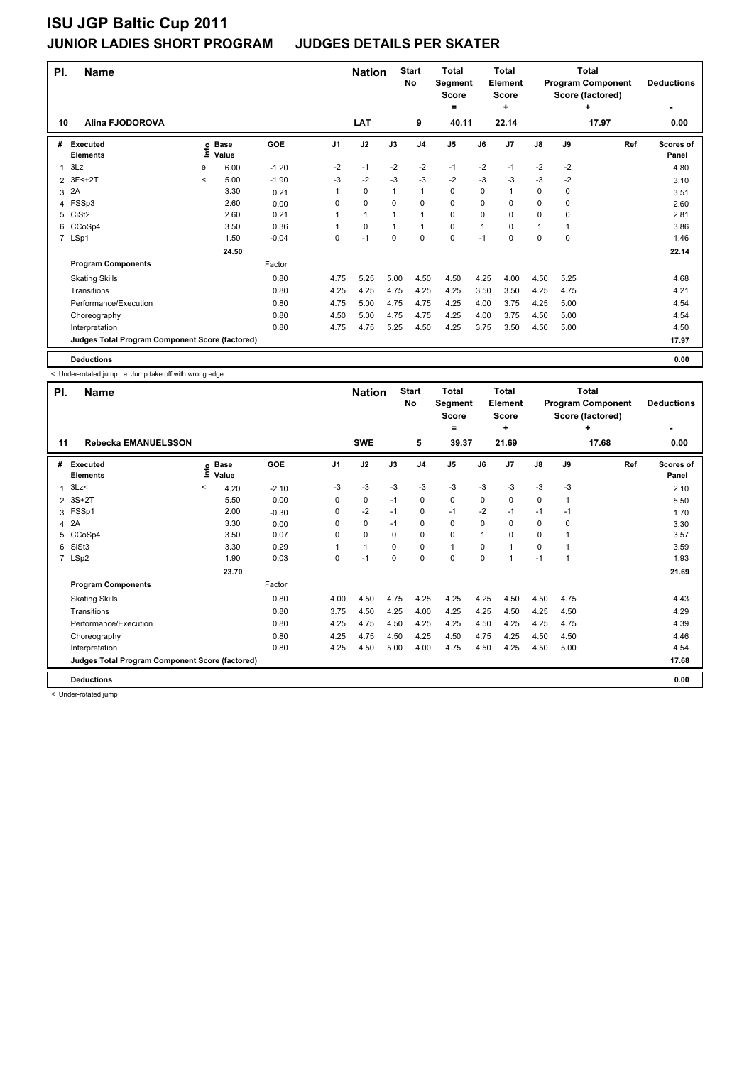# ISU JGP Baltic Cup 2011

## JUNIOR LADIES SHORT PROGRAM    JUDGES DETAILS PER SKATER

| Pl. | Name | Nation | Start No | Total Segment Score = | Total Element Score + | Total Program Component Score (factored) + | Deductions - |
|---|---|---|---|---|---|---|---|
| 10 | Alina FJODOROVA | LAT | 9 | 40.11 | 22.14 | 17.97 | 0.00 |

| # | Executed Elements | Info | Base Value | GOE | J1 | J2 | J3 | J4 | J5 | J6 | J7 | J8 | J9 | Ref | Scores of Panel |
|---|---|---|---|---|---|---|---|---|---|---|---|---|---|---|---|
| 1 | 3Lz | e | 6.00 | -1.20 | -2 | -1 | -2 | -2 | -1 | -2 | -1 | -2 | -2 | | 4.80 |
| 2 | 3F<+2T | < | 5.00 | -1.90 | -3 | -2 | -3 | -3 | -2 | -3 | -3 | -3 | -2 | | 3.10 |
| 3 | 2A | | 3.30 | 0.21 | 1 | 0 | 1 | 1 | 0 | 0 | 1 | 0 | 0 | | 3.51 |
| 4 | FSSp3 | | 2.60 | 0.00 | 0 | 0 | 0 | 0 | 0 | 0 | 0 | 0 | 0 | | 2.60 |
| 5 | CiSt2 | | 2.60 | 0.21 | 1 | 1 | 1 | 1 | 0 | 0 | 0 | 0 | 0 | | 2.81 |
| 6 | CCoSp4 | | 3.50 | 0.36 | 1 | 0 | 1 | 1 | 0 | 1 | 0 | 1 | 1 | | 3.86 |
| 7 | LSp1 | | 1.50 | -0.04 | 0 | -1 | 0 | 0 | 0 | -1 | 0 | 0 | 0 | | 1.46 |
| | | | 24.50 | | | | | | | | | | | | 22.14 |
| | **Program Components** | | | Factor | | | | | | | | | | | |
| | Skating Skills | | | 0.80 | 4.75 | 5.25 | 5.00 | 4.50 | 4.50 | 4.25 | 4.00 | 4.50 | 5.25 | | 4.68 |
| | Transitions | | | 0.80 | 4.25 | 4.25 | 4.75 | 4.25 | 4.25 | 3.50 | 3.50 | 4.25 | 4.75 | | 4.21 |
| | Performance/Execution | | | 0.80 | 4.75 | 5.00 | 4.75 | 4.75 | 4.25 | 4.00 | 3.75 | 4.25 | 5.00 | | 4.54 |
| | Choreography | | | 0.80 | 4.50 | 5.00 | 4.75 | 4.75 | 4.25 | 4.00 | 3.75 | 4.50 | 5.00 | | 4.54 |
| | Interpretation | | | 0.80 | 4.75 | 4.75 | 5.25 | 4.50 | 4.25 | 3.75 | 3.50 | 4.50 | 5.00 | | 4.50 |
| | **Judges Total Program Component Score (factored)** | | | | | | | | | | | | | | 17.97 |
| | **Deductions** | | | | | | | | | | | | | | 0.00 |

< Under-rotated jump   e Jump take off with wrong edge

| Pl. | Name | Nation | Start No | Total Segment Score = | Total Element Score + | Total Program Component Score (factored) + | Deductions - |
|---|---|---|---|---|---|---|---|
| 11 | Rebecka EMANUELSSON | SWE | 5 | 39.37 | 21.69 | 17.68 | 0.00 |

| # | Executed Elements | Info | Base Value | GOE | J1 | J2 | J3 | J4 | J5 | J6 | J7 | J8 | J9 | Ref | Scores of Panel |
|---|---|---|---|---|---|---|---|---|---|---|---|---|---|---|---|
| 1 | 3Lz< | < | 4.20 | -2.10 | -3 | -3 | -3 | -3 | -3 | -3 | -3 | -3 | -3 | | 2.10 |
| 2 | 3S+2T | | 5.50 | 0.00 | 0 | 0 | -1 | 0 | 0 | 0 | 0 | 0 | 1 | | 5.50 |
| 3 | FSSp1 | | 2.00 | -0.30 | 0 | -2 | -1 | 0 | -1 | -2 | -1 | -1 | -1 | | 1.70 |
| 4 | 2A | | 3.30 | 0.00 | 0 | 0 | -1 | 0 | 0 | 0 | 0 | 0 | 0 | | 3.30 |
| 5 | CCoSp4 | | 3.50 | 0.07 | 0 | 0 | 0 | 0 | 0 | 1 | 0 | 0 | 1 | | 3.57 |
| 6 | SlSt3 | | 3.30 | 0.29 | 1 | 1 | 0 | 0 | 1 | 0 | 1 | 0 | 1 | | 3.59 |
| 7 | LSp2 | | 1.90 | 0.03 | 0 | -1 | 0 | 0 | 0 | 0 | 1 | -1 | 1 | | 1.93 |
| | | | 23.70 | | | | | | | | | | | | 21.69 |
| | **Program Components** | | | Factor | | | | | | | | | | | |
| | Skating Skills | | | 0.80 | 4.00 | 4.50 | 4.75 | 4.25 | 4.25 | 4.25 | 4.50 | 4.50 | 4.75 | | 4.43 |
| | Transitions | | | 0.80 | 3.75 | 4.50 | 4.25 | 4.00 | 4.25 | 4.25 | 4.50 | 4.25 | 4.50 | | 4.29 |
| | Performance/Execution | | | 0.80 | 4.25 | 4.75 | 4.50 | 4.25 | 4.25 | 4.50 | 4.25 | 4.25 | 4.75 | | 4.39 |
| | Choreography | | | 0.80 | 4.25 | 4.75 | 4.50 | 4.25 | 4.50 | 4.75 | 4.25 | 4.50 | 4.50 | | 4.46 |
| | Interpretation | | | 0.80 | 4.25 | 4.50 | 5.00 | 4.00 | 4.75 | 4.50 | 4.25 | 4.50 | 5.00 | | 4.54 |
| | **Judges Total Program Component Score (factored)** | | | | | | | | | | | | | | 17.68 |
| | **Deductions** | | | | | | | | | | | | | | 0.00 |

< Under-rotated jump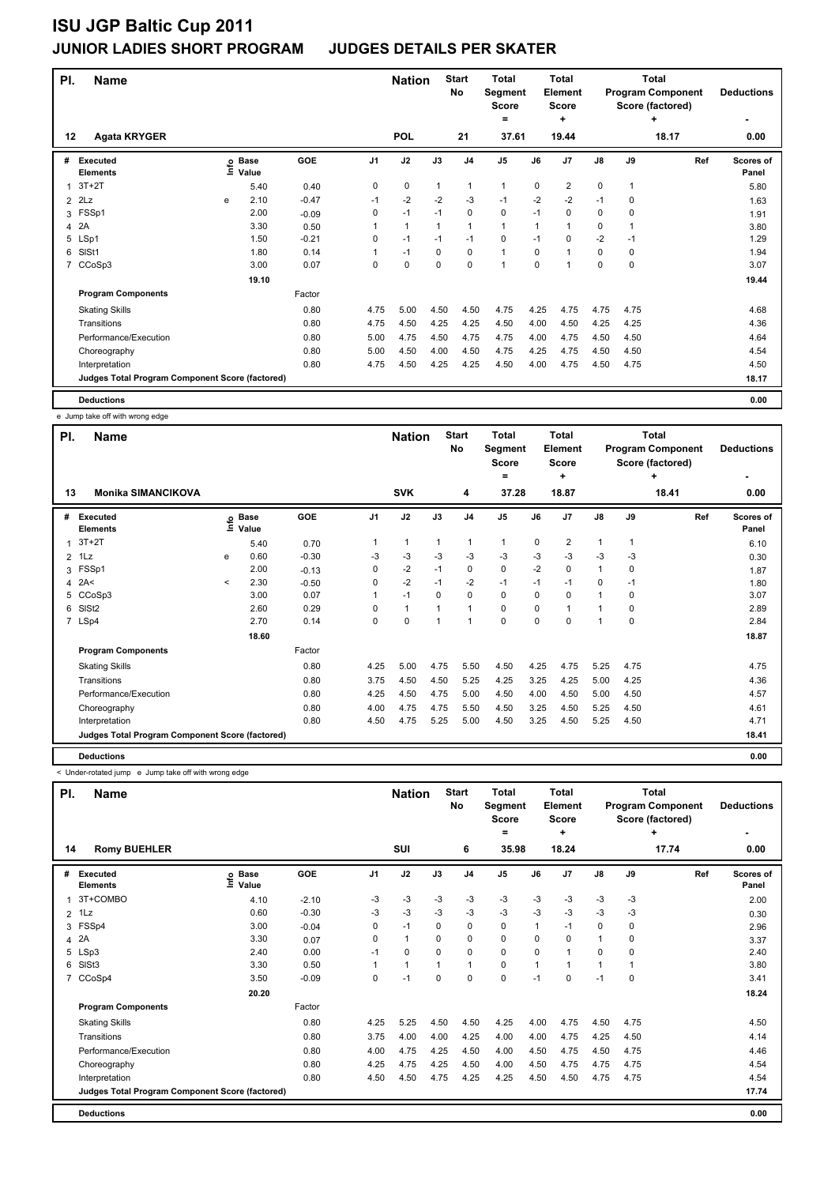# ISU JGP Baltic Cup 2011

## JUNIOR LADIES SHORT PROGRAM JUDGES DETAILS PER SKATER

| Pl. | Name | Nation | Start No | Total Segment Score = | Total Element Score + | Total Program Component Score (factored) + | Deductions - |
|---|---|---|---|---|---|---|---|
| 12 | Agata KRYGER | POL | 21 | 37.61 | 19.44 | 18.17 | 0.00 |

| # | Executed Elements | Info | Base Value | GOE | J1 | J2 | J3 | J4 | J5 | J6 | J7 | J8 | J9 | Ref | Scores of Panel |
|---|---|---|---|---|---|---|---|---|---|---|---|---|---|---|---|
| 1 | 3T+2T | | 5.40 | 0.40 | 0 | 0 | 1 | 1 | 1 | 0 | 2 | 0 | 1 | | 5.80 |
| 2 | 2Lz | e | 2.10 | -0.47 | -1 | -2 | -2 | -3 | -1 | -2 | -2 | -1 | 0 | | 1.63 |
| 3 | FSSp1 | | 2.00 | -0.09 | 0 | -1 | -1 | 0 | 0 | -1 | 0 | 0 | 0 | | 1.91 |
| 4 | 2A | | 3.30 | 0.50 | 1 | 1 | 1 | 1 | 1 | 1 | 1 | 0 | 1 | | 3.80 |
| 5 | LSp1 | | 1.50 | -0.21 | 0 | -1 | -1 | -1 | 0 | -1 | 0 | -2 | -1 | | 1.29 |
| 6 | SlSt1 | | 1.80 | 0.14 | 1 | -1 | 0 | 0 | 1 | 0 | 1 | 0 | 0 | | 1.94 |
| 7 | CCoSp3 | | 3.00 | 0.07 | 0 | 0 | 0 | 0 | 1 | 0 | 1 | 0 | 0 | | 3.07 |
| | | | 19.10 | | | | | | | | | | | | 19.44 |
| | **Program Components** | | | Factor | | | | | | | | | | | |
| | Skating Skills | | | 0.80 | 4.75 | 5.00 | 4.50 | 4.50 | 4.75 | 4.25 | 4.75 | 4.75 | 4.75 | | 4.68 |
| | Transitions | | | 0.80 | 4.75 | 4.50 | 4.25 | 4.25 | 4.50 | 4.00 | 4.50 | 4.25 | 4.25 | | 4.36 |
| | Performance/Execution | | | 0.80 | 5.00 | 4.75 | 4.50 | 4.75 | 4.75 | 4.00 | 4.75 | 4.50 | 4.50 | | 4.64 |
| | Choreography | | | 0.80 | 5.00 | 4.50 | 4.00 | 4.50 | 4.75 | 4.25 | 4.75 | 4.50 | 4.50 | | 4.54 |
| | Interpretation | | | 0.80 | 4.75 | 4.50 | 4.25 | 4.25 | 4.50 | 4.00 | 4.75 | 4.50 | 4.75 | | 4.50 |
| | Judges Total Program Component Score (factored) | | | | | | | | | | | | | | 18.17 |
| | **Deductions** | | | | | | | | | | | | | | 0.00 |

e Jump take off with wrong edge

| Pl. | Name | Nation | Start No | Total Segment Score = | Total Element Score + | Total Program Component Score (factored) + | Deductions - |
|---|---|---|---|---|---|---|---|
| 13 | Monika SIMANCIKOVA | SVK | 4 | 37.28 | 18.87 | 18.41 | 0.00 |

| # | Executed Elements | Info | Base Value | GOE | J1 | J2 | J3 | J4 | J5 | J6 | J7 | J8 | J9 | Ref | Scores of Panel |
|---|---|---|---|---|---|---|---|---|---|---|---|---|---|---|---|
| 1 | 3T+2T | | 5.40 | 0.70 | 1 | 1 | 1 | 1 | 1 | 0 | 2 | 1 | 1 | | 6.10 |
| 2 | 1Lz | e | 0.60 | -0.30 | -3 | -3 | -3 | -3 | -3 | -3 | -3 | -3 | -3 | | 0.30 |
| 3 | FSSp1 | | 2.00 | -0.13 | 0 | -2 | -1 | 0 | 0 | -2 | 0 | 1 | 0 | | 1.87 |
| 4 | 2A< | < | 2.30 | -0.50 | 0 | -2 | -1 | -2 | -1 | -1 | -1 | 0 | -1 | | 1.80 |
| 5 | CCoSp3 | | 3.00 | 0.07 | 1 | -1 | 0 | 0 | 0 | 0 | 0 | 1 | 0 | | 3.07 |
| 6 | SlSt2 | | 2.60 | 0.29 | 0 | 1 | 1 | 1 | 0 | 0 | 1 | 1 | 0 | | 2.89 |
| 7 | LSp4 | | 2.70 | 0.14 | 0 | 0 | 1 | 1 | 0 | 0 | 0 | 1 | 0 | | 2.84 |
| | | | 18.60 | | | | | | | | | | | | 18.87 |
| | **Program Components** | | | Factor | | | | | | | | | | | |
| | Skating Skills | | | 0.80 | 4.25 | 5.00 | 4.75 | 5.50 | 4.50 | 4.25 | 4.75 | 5.25 | 4.75 | | 4.75 |
| | Transitions | | | 0.80 | 3.75 | 4.50 | 4.50 | 5.25 | 4.25 | 3.25 | 4.25 | 5.00 | 4.25 | | 4.36 |
| | Performance/Execution | | | 0.80 | 4.25 | 4.50 | 4.75 | 5.00 | 4.50 | 4.00 | 4.50 | 5.00 | 4.50 | | 4.57 |
| | Choreography | | | 0.80 | 4.00 | 4.75 | 4.75 | 5.50 | 4.50 | 3.25 | 4.50 | 5.25 | 4.50 | | 4.61 |
| | Interpretation | | | 0.80 | 4.50 | 4.75 | 5.25 | 5.00 | 4.50 | 3.25 | 4.50 | 5.25 | 4.50 | | 4.71 |
| | Judges Total Program Component Score (factored) | | | | | | | | | | | | | | 18.41 |
| | **Deductions** | | | | | | | | | | | | | | 0.00 |

< Under-rotated jump e Jump take off with wrong edge

| Pl. | Name | Nation | Start No | Total Segment Score = | Total Element Score + | Total Program Component Score (factored) + | Deductions - |
|---|---|---|---|---|---|---|---|
| 14 | Romy BUEHLER | SUI | 6 | 35.98 | 18.24 | 17.74 | 0.00 |

| # | Executed Elements | Info | Base Value | GOE | J1 | J2 | J3 | J4 | J5 | J6 | J7 | J8 | J9 | Ref | Scores of Panel |
|---|---|---|---|---|---|---|---|---|---|---|---|---|---|---|---|
| 1 | 3T+COMBO | | 4.10 | -2.10 | -3 | -3 | -3 | -3 | -3 | -3 | -3 | -3 | -3 | | 2.00 |
| 2 | 1Lz | | 0.60 | -0.30 | -3 | -3 | -3 | -3 | -3 | -3 | -3 | -3 | -3 | | 0.30 |
| 3 | FSSp4 | | 3.00 | -0.04 | 0 | -1 | 0 | 0 | 0 | 1 | -1 | 0 | 0 | | 2.96 |
| 4 | 2A | | 3.30 | 0.07 | 0 | 1 | 0 | 0 | 0 | 0 | 0 | 1 | 0 | | 3.37 |
| 5 | LSp3 | | 2.40 | 0.00 | -1 | 0 | 0 | 0 | 0 | 0 | 1 | 0 | 0 | | 2.40 |
| 6 | SlSt3 | | 3.30 | 0.50 | 1 | 1 | 1 | 1 | 0 | 1 | 1 | 1 | 1 | | 3.80 |
| 7 | CCoSp4 | | 3.50 | -0.09 | 0 | -1 | 0 | 0 | 0 | -1 | 0 | -1 | 0 | | 3.41 |
| | | | 20.20 | | | | | | | | | | | | 18.24 |
| | **Program Components** | | | Factor | | | | | | | | | | | |
| | Skating Skills | | | 0.80 | 4.25 | 5.25 | 4.50 | 4.50 | 4.25 | 4.00 | 4.75 | 4.50 | 4.75 | | 4.50 |
| | Transitions | | | 0.80 | 3.75 | 4.00 | 4.00 | 4.25 | 4.00 | 4.00 | 4.75 | 4.25 | 4.50 | | 4.14 |
| | Performance/Execution | | | 0.80 | 4.00 | 4.75 | 4.25 | 4.50 | 4.00 | 4.50 | 4.75 | 4.50 | 4.75 | | 4.46 |
| | Choreography | | | 0.80 | 4.25 | 4.75 | 4.25 | 4.50 | 4.00 | 4.50 | 4.75 | 4.75 | 4.75 | | 4.54 |
| | Interpretation | | | 0.80 | 4.50 | 4.50 | 4.75 | 4.25 | 4.25 | 4.50 | 4.50 | 4.75 | 4.75 | | 4.54 |
| | Judges Total Program Component Score (factored) | | | | | | | | | | | | | | 17.74 |
| | **Deductions** | | | | | | | | | | | | | | 0.00 |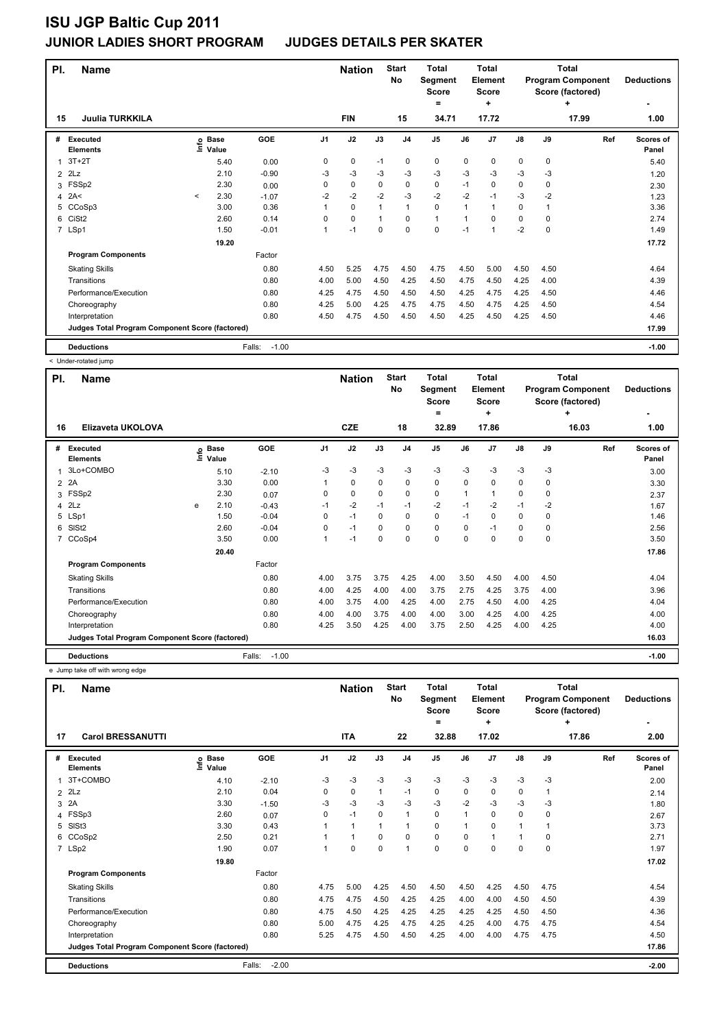# ISU JGP Baltic Cup 2011

## JUNIOR LADIES SHORT PROGRAM JUDGES DETAILS PER SKATER

| Pl. | Name | Nation | Start No | Total Segment Score = | Total Element Score + | Total Program Component Score (factored) + | Deductions - |
|---|---|---|---|---|---|---|---|
| 15 | Juulia TURKKILA | FIN | 15 | 34.71 | 17.72 | 17.99 | 1.00 |

| # | Executed Elements | Info | Base Value | GOE | J1 | J2 | J3 | J4 | J5 | J6 | J7 | J8 | J9 | Ref | Scores of Panel |
|---|---|---|---|---|---|---|---|---|---|---|---|---|---|---|---|
| 1 | 3T+2T | | 5.40 | 0.00 | 0 | 0 | -1 | 0 | 0 | 0 | 0 | 0 | 0 | | 5.40 |
| 2 | 2Lz | | 2.10 | -0.90 | -3 | -3 | -3 | -3 | -3 | -3 | -3 | -3 | -3 | | 1.20 |
| 3 | FSSp2 | | 2.30 | 0.00 | 0 | 0 | 0 | 0 | 0 | -1 | 0 | 0 | 0 | | 2.30 |
| 4 | 2A< | < | 2.30 | -1.07 | -2 | -2 | -2 | -3 | -2 | -2 | -1 | -3 | -2 | | 1.23 |
| 5 | CCoSp3 | | 3.00 | 0.36 | 1 | 0 | 1 | 1 | 0 | 1 | 1 | 0 | 1 | | 3.36 |
| 6 | CiSt2 | | 2.60 | 0.14 | 0 | 0 | 1 | 0 | 1 | 1 | 0 | 0 | 0 | | 2.74 |
| 7 | LSp1 | | 1.50 | -0.01 | 1 | -1 | 0 | 0 | 0 | -1 | 1 | -2 | 0 | | 1.49 |
| | | | 19.20 | | | | | | | | | | | | 17.72 |

| Program Components | Factor | J1 | J2 | J3 | J4 | J5 | J6 | J7 | J8 | J9 | Scores of Panel |
|---|---|---|---|---|---|---|---|---|---|---|---|
| Skating Skills | 0.80 | 4.50 | 5.25 | 4.75 | 4.50 | 4.75 | 4.50 | 5.00 | 4.50 | 4.50 | 4.64 |
| Transitions | 0.80 | 4.00 | 5.00 | 4.50 | 4.25 | 4.50 | 4.75 | 4.50 | 4.25 | 4.00 | 4.39 |
| Performance/Execution | 0.80 | 4.25 | 4.75 | 4.50 | 4.50 | 4.50 | 4.25 | 4.75 | 4.25 | 4.50 | 4.46 |
| Choreography | 0.80 | 4.25 | 5.00 | 4.25 | 4.75 | 4.75 | 4.50 | 4.75 | 4.25 | 4.50 | 4.54 |
| Interpretation | 0.80 | 4.50 | 4.75 | 4.50 | 4.50 | 4.50 | 4.25 | 4.50 | 4.25 | 4.50 | 4.46 |
| Judges Total Program Component Score (factored) | | | | | | | | | | | 17.99 |

**Deductions** Falls: -1.00 **-1.00**

< Under-rotated jump

| Pl. | Name | Nation | Start No | Total Segment Score = | Total Element Score + | Total Program Component Score (factored) + | Deductions - |
|---|---|---|---|---|---|---|---|
| 16 | Elizaveta UKOLOVA | CZE | 18 | 32.89 | 17.86 | 16.03 | 1.00 |

| # | Executed Elements | Info | Base Value | GOE | J1 | J2 | J3 | J4 | J5 | J6 | J7 | J8 | J9 | Ref | Scores of Panel |
|---|---|---|---|---|---|---|---|---|---|---|---|---|---|---|---|
| 1 | 3Lo+COMBO | | 5.10 | -2.10 | -3 | -3 | -3 | -3 | -3 | -3 | -3 | -3 | -3 | | 3.00 |
| 2 | 2A | | 3.30 | 0.00 | 1 | 0 | 0 | 0 | 0 | 0 | 0 | 0 | 0 | | 3.30 |
| 3 | FSSp2 | | 2.30 | 0.07 | 0 | 0 | 0 | 0 | 0 | 1 | 1 | 0 | 0 | | 2.37 |
| 4 | 2Lz | e | 2.10 | -0.43 | -1 | -2 | -1 | -1 | -2 | -1 | -2 | -1 | -2 | | 1.67 |
| 5 | LSp1 | | 1.50 | -0.04 | 0 | -1 | 0 | 0 | 0 | -1 | 0 | 0 | 0 | | 1.46 |
| 6 | SlSt2 | | 2.60 | -0.04 | 0 | -1 | 0 | 0 | 0 | 0 | -1 | 0 | 0 | | 2.56 |
| 7 | CCoSp4 | | 3.50 | 0.00 | 1 | -1 | 0 | 0 | 0 | 0 | 0 | 0 | 0 | | 3.50 |
| | | | 20.40 | | | | | | | | | | | | 17.86 |

| Program Components | Factor | J1 | J2 | J3 | J4 | J5 | J6 | J7 | J8 | J9 | Scores of Panel |
|---|---|---|---|---|---|---|---|---|---|---|---|
| Skating Skills | 0.80 | 4.00 | 3.75 | 3.75 | 4.25 | 4.00 | 3.50 | 4.50 | 4.00 | 4.50 | 4.04 |
| Transitions | 0.80 | 4.00 | 4.25 | 4.00 | 4.00 | 3.75 | 2.75 | 4.25 | 3.75 | 4.00 | 3.96 |
| Performance/Execution | 0.80 | 4.00 | 3.75 | 4.00 | 4.25 | 4.00 | 2.75 | 4.50 | 4.00 | 4.25 | 4.04 |
| Choreography | 0.80 | 4.00 | 4.00 | 3.75 | 4.00 | 4.00 | 3.00 | 4.25 | 4.00 | 4.25 | 4.00 |
| Interpretation | 0.80 | 4.25 | 3.50 | 4.25 | 4.00 | 3.75 | 2.50 | 4.25 | 4.00 | 4.25 | 4.00 |
| Judges Total Program Component Score (factored) | | | | | | | | | | | 16.03 |

**Deductions** Falls: -1.00 **-1.00**

e Jump take off with wrong edge

| Pl. | Name | Nation | Start No | Total Segment Score = | Total Element Score + | Total Program Component Score (factored) + | Deductions - |
|---|---|---|---|---|---|---|---|
| 17 | Carol BRESSANUTTI | ITA | 22 | 32.88 | 17.02 | 17.86 | 2.00 |

| # | Executed Elements | Info | Base Value | GOE | J1 | J2 | J3 | J4 | J5 | J6 | J7 | J8 | J9 | Ref | Scores of Panel |
|---|---|---|---|---|---|---|---|---|---|---|---|---|---|---|---|
| 1 | 3T+COMBO | | 4.10 | -2.10 | -3 | -3 | -3 | -3 | -3 | -3 | -3 | -3 | -3 | | 2.00 |
| 2 | 2Lz | | 2.10 | 0.04 | 0 | 0 | 1 | -1 | 0 | 0 | 0 | 0 | 1 | | 2.14 |
| 3 | 2A | | 3.30 | -1.50 | -3 | -3 | -3 | -3 | -3 | -2 | -3 | -3 | -3 | | 1.80 |
| 4 | FSSp3 | | 2.60 | 0.07 | 0 | -1 | 0 | 1 | 0 | 1 | 0 | 0 | 0 | | 2.67 |
| 5 | SlSt3 | | 3.30 | 0.43 | 1 | 1 | 1 | 1 | 0 | 1 | 0 | 1 | 1 | | 3.73 |
| 6 | CCoSp2 | | 2.50 | 0.21 | 1 | 1 | 0 | 0 | 0 | 0 | 1 | 1 | 0 | | 2.71 |
| 7 | LSp2 | | 1.90 | 0.07 | 1 | 0 | 0 | 1 | 0 | 0 | 0 | 0 | 0 | | 1.97 |
| | | | 19.80 | | | | | | | | | | | | 17.02 |

| Program Components | Factor | J1 | J2 | J3 | J4 | J5 | J6 | J7 | J8 | J9 | Scores of Panel |
|---|---|---|---|---|---|---|---|---|---|---|---|
| Skating Skills | 0.80 | 4.75 | 5.00 | 4.25 | 4.50 | 4.50 | 4.50 | 4.25 | 4.50 | 4.75 | 4.54 |
| Transitions | 0.80 | 4.75 | 4.75 | 4.50 | 4.25 | 4.25 | 4.00 | 4.00 | 4.50 | 4.50 | 4.39 |
| Performance/Execution | 0.80 | 4.75 | 4.50 | 4.25 | 4.25 | 4.25 | 4.25 | 4.25 | 4.50 | 4.50 | 4.36 |
| Choreography | 0.80 | 5.00 | 4.75 | 4.25 | 4.75 | 4.25 | 4.25 | 4.00 | 4.75 | 4.75 | 4.54 |
| Interpretation | 0.80 | 5.25 | 4.75 | 4.50 | 4.50 | 4.25 | 4.00 | 4.00 | 4.75 | 4.75 | 4.50 |
| Judges Total Program Component Score (factored) | | | | | | | | | | | 17.86 |

**Deductions** Falls: -2.00 **-2.00**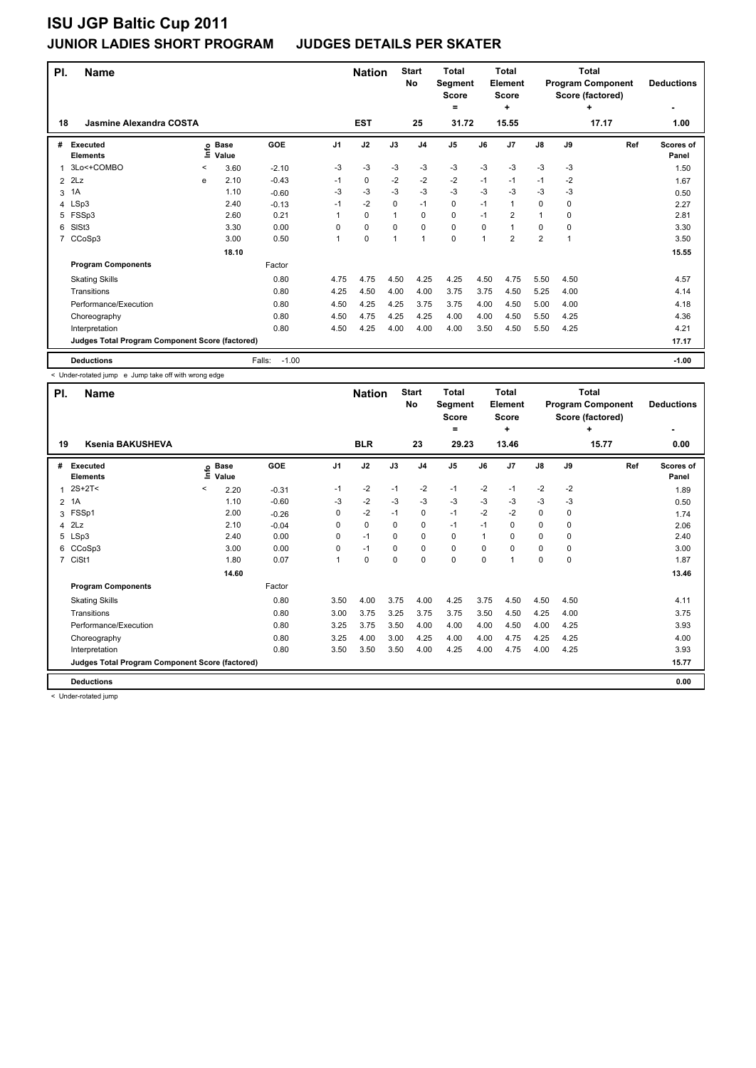# ISU JGP Baltic Cup 2011

## JUNIOR LADIES SHORT PROGRAM JUDGES DETAILS PER SKATER

| Pl. | Name | Nation | Start No | Total Segment Score = | Total Element Score + | Total Program Component Score (factored) + | Deductions - |
|---|---|---|---|---|---|---|---|
| 18 | Jasmine Alexandra COSTA | EST | 25 | 31.72 | 15.55 | 17.17 | 1.00 |

| # | Executed Elements | Info | Base Value | GOE | J1 | J2 | J3 | J4 | J5 | J6 | J7 | J8 | J9 | Ref | Scores of Panel |
|---|---|---|---|---|---|---|---|---|---|---|---|---|---|---|---|
| 1 | 3Lo<+COMBO | < | 3.60 | -2.10 | -3 | -3 | -3 | -3 | -3 | -3 | -3 | -3 | -3 | | 1.50 |
| 2 | 2Lz | e | 2.10 | -0.43 | -1 | 0 | -2 | -2 | -2 | -1 | -1 | -1 | -2 | | 1.67 |
| 3 | 1A | | 1.10 | -0.60 | -3 | -3 | -3 | -3 | -3 | -3 | -3 | -3 | -3 | | 0.50 |
| 4 | LSp3 | | 2.40 | -0.13 | -1 | -2 | 0 | -1 | 0 | -1 | 1 | 0 | 0 | | 2.27 |
| 5 | FSSp3 | | 2.60 | 0.21 | 1 | 0 | 1 | 0 | 0 | -1 | 2 | 1 | 0 | | 2.81 |
| 6 | SlSt3 | | 3.30 | 0.00 | 0 | 0 | 0 | 0 | 0 | 0 | 1 | 0 | 0 | | 3.30 |
| 7 | CCoSp3 | | 3.00 | 0.50 | 1 | 0 | 1 | 1 | 0 | 1 | 2 | 2 | 1 | | 3.50 |
| | | | 18.10 | | | | | | | | | | | | 15.55 |
| | **Program Components** | | | Factor | | | | | | | | | | | |
| | Skating Skills | | | 0.80 | 4.75 | 4.75 | 4.50 | 4.25 | 4.25 | 4.50 | 4.75 | 5.50 | 4.50 | | 4.57 |
| | Transitions | | | 0.80 | 4.25 | 4.50 | 4.00 | 4.00 | 3.75 | 3.75 | 4.50 | 5.25 | 4.00 | | 4.14 |
| | Performance/Execution | | | 0.80 | 4.50 | 4.25 | 4.25 | 3.75 | 3.75 | 4.00 | 4.50 | 5.00 | 4.00 | | 4.18 |
| | Choreography | | | 0.80 | 4.50 | 4.75 | 4.25 | 4.25 | 4.00 | 4.00 | 4.50 | 5.50 | 4.25 | | 4.36 |
| | Interpretation | | | 0.80 | 4.50 | 4.25 | 4.00 | 4.00 | 4.00 | 3.50 | 4.50 | 5.50 | 4.25 | | 4.21 |
| | **Judges Total Program Component Score (factored)** | | | | | | | | | | | | | | 17.17 |
| | **Deductions** | | | Falls: -1.00 | | | | | | | | | | | -1.00 |

< Under-rotated jump e Jump take off with wrong edge

| Pl. | Name | Nation | Start No | Total Segment Score = | Total Element Score + | Total Program Component Score (factored) + | Deductions - |
|---|---|---|---|---|---|---|---|
| 19 | Ksenia BAKUSHEVA | BLR | 23 | 29.23 | 13.46 | 15.77 | 0.00 |

| # | Executed Elements | Info | Base Value | GOE | J1 | J2 | J3 | J4 | J5 | J6 | J7 | J8 | J9 | Ref | Scores of Panel |
|---|---|---|---|---|---|---|---|---|---|---|---|---|---|---|---|
| 1 | 2S+2T< | < | 2.20 | -0.31 | -1 | -2 | -1 | -2 | -1 | -2 | -1 | -2 | -2 | | 1.89 |
| 2 | 1A | | 1.10 | -0.60 | -3 | -2 | -3 | -3 | -3 | -3 | -3 | -3 | -3 | | 0.50 |
| 3 | FSSp1 | | 2.00 | -0.26 | 0 | -2 | -1 | 0 | -1 | -2 | -2 | 0 | 0 | | 1.74 |
| 4 | 2Lz | | 2.10 | -0.04 | 0 | 0 | 0 | 0 | -1 | -1 | 0 | 0 | 0 | | 2.06 |
| 5 | LSp3 | | 2.40 | 0.00 | 0 | -1 | 0 | 0 | 0 | 1 | 0 | 0 | 0 | | 2.40 |
| 6 | CCoSp3 | | 3.00 | 0.00 | 0 | -1 | 0 | 0 | 0 | 0 | 0 | 0 | 0 | | 3.00 |
| 7 | CiSt1 | | 1.80 | 0.07 | 1 | 0 | 0 | 0 | 0 | 0 | 1 | 0 | 0 | | 1.87 |
| | | | 14.60 | | | | | | | | | | | | 13.46 |
| | **Program Components** | | | Factor | | | | | | | | | | | |
| | Skating Skills | | | 0.80 | 3.50 | 4.00 | 3.75 | 4.00 | 4.25 | 3.75 | 4.50 | 4.50 | 4.50 | | 4.11 |
| | Transitions | | | 0.80 | 3.00 | 3.75 | 3.25 | 3.75 | 3.75 | 3.50 | 4.50 | 4.25 | 4.00 | | 3.75 |
| | Performance/Execution | | | 0.80 | 3.25 | 3.75 | 3.50 | 4.00 | 4.00 | 4.00 | 4.50 | 4.00 | 4.25 | | 3.93 |
| | Choreography | | | 0.80 | 3.25 | 4.00 | 3.00 | 4.25 | 4.00 | 4.00 | 4.75 | 4.25 | 4.25 | | 4.00 |
| | Interpretation | | | 0.80 | 3.50 | 3.50 | 3.50 | 4.00 | 4.25 | 4.00 | 4.75 | 4.00 | 4.25 | | 3.93 |
| | **Judges Total Program Component Score (factored)** | | | | | | | | | | | | | | 15.77 |
| | **Deductions** | | | | | | | | | | | | | | 0.00 |

< Under-rotated jump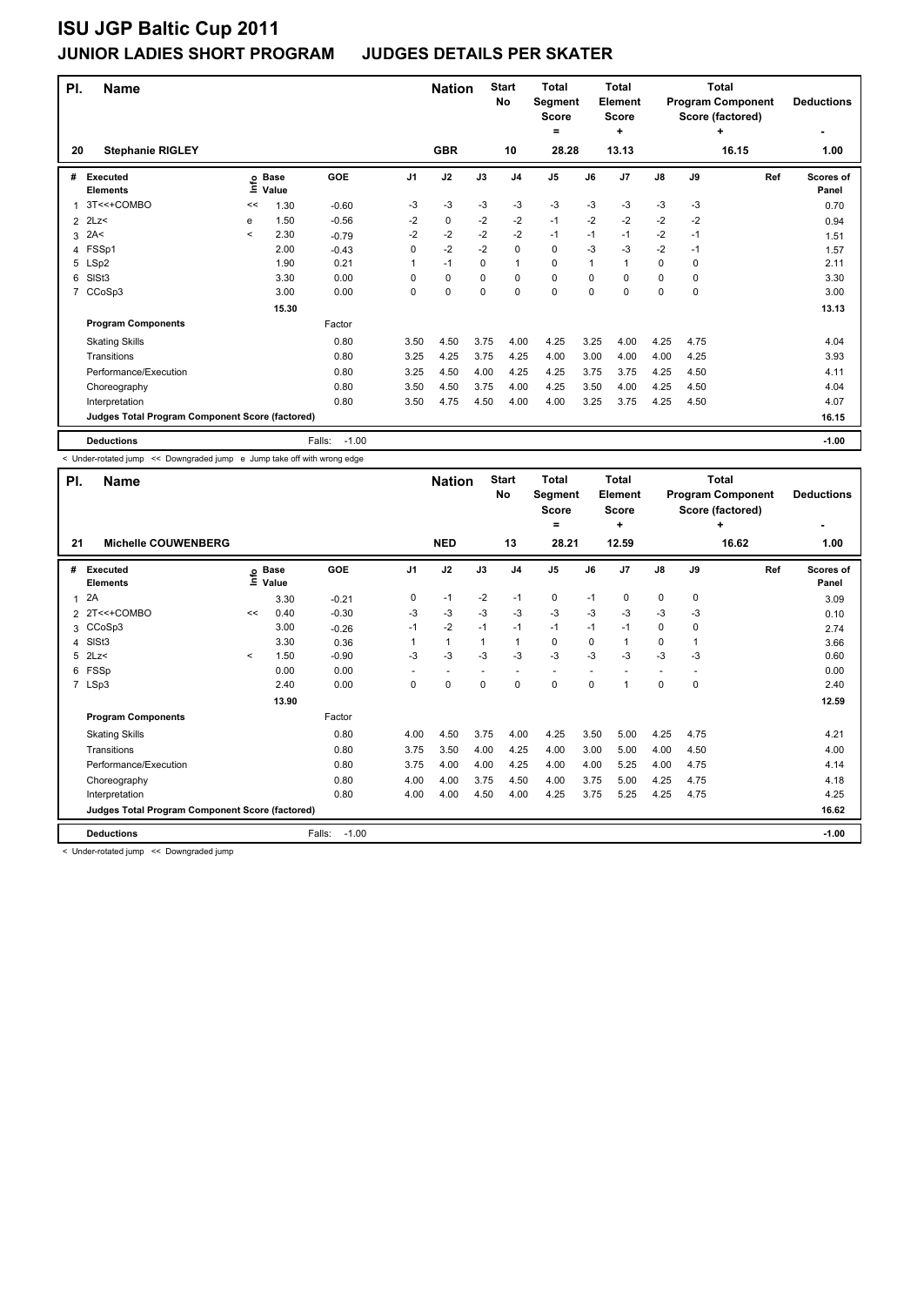# ISU JGP Baltic Cup 2011

## JUNIOR LADIES SHORT PROGRAM JUDGES DETAILS PER SKATER

| Pl. | Name | Nation | Start No | Total Segment Score = | Total Element Score + | Total Program Component Score (factored) + | Deductions - |
|---|---|---|---|---|---|---|---|
| 20 | Stephanie RIGLEY | GBR | 10 | 28.28 | 13.13 | 16.15 | 1.00 |

| # | Executed Elements | Info | Base Value | GOE | J1 | J2 | J3 | J4 | J5 | J6 | J7 | J8 | J9 | Ref | Scores of Panel |
|---|---|---|---|---|---|---|---|---|---|---|---|---|---|---|---|
| 1 | 3T<<+COMBO | << | 1.30 | -0.60 | -3 | -3 | -3 | -3 | -3 | -3 | -3 | -3 | -3 | | 0.70 |
| 2 | 2Lz< | e | 1.50 | -0.56 | -2 | 0 | -2 | -2 | -1 | -2 | -2 | -2 | -2 | | 0.94 |
| 3 | 2A< | < | 2.30 | -0.79 | -2 | -2 | -2 | -2 | -1 | -1 | -1 | -2 | -1 | | 1.51 |
| 4 | FSSp1 | | 2.00 | -0.43 | 0 | -2 | -2 | 0 | 0 | -3 | -3 | -2 | -1 | | 1.57 |
| 5 | LSp2 | | 1.90 | 0.21 | 1 | -1 | 0 | 1 | 0 | 1 | 1 | 0 | 0 | | 2.11 |
| 6 | SlSt3 | | 3.30 | 0.00 | 0 | 0 | 0 | 0 | 0 | 0 | 0 | 0 | 0 | | 3.30 |
| 7 | CCoSp3 | | 3.00 | 0.00 | 0 | 0 | 0 | 0 | 0 | 0 | 0 | 0 | 0 | | 3.00 |
| | | | 15.30 | | | | | | | | | | | | 13.13 |
| | **Program Components** | | | Factor | | | | | | | | | | | |
| | Skating Skills | | | 0.80 | 3.50 | 4.50 | 3.75 | 4.00 | 4.25 | 3.25 | 4.00 | 4.25 | 4.75 | | 4.04 |
| | Transitions | | | 0.80 | 3.25 | 4.25 | 3.75 | 4.25 | 4.00 | 3.00 | 4.00 | 4.00 | 4.25 | | 3.93 |
| | Performance/Execution | | | 0.80 | 3.25 | 4.50 | 4.00 | 4.25 | 4.25 | 3.75 | 3.75 | 4.25 | 4.50 | | 4.11 |
| | Choreography | | | 0.80 | 3.50 | 4.50 | 3.75 | 4.00 | 4.25 | 3.50 | 4.00 | 4.25 | 4.50 | | 4.04 |
| | Interpretation | | | 0.80 | 3.50 | 4.75 | 4.50 | 4.00 | 4.00 | 3.25 | 3.75 | 4.25 | 4.50 | | 4.07 |
| | **Judges Total Program Component Score (factored)** | | | | | | | | | | | | | | 16.15 |
| | **Deductions** | | | Falls: -1.00 | | | | | | | | | | | -1.00 |

< Under-rotated jump << Downgraded jump e Jump take off with wrong edge

| Pl. | Name | Nation | Start No | Total Segment Score = | Total Element Score + | Total Program Component Score (factored) + | Deductions - |
|---|---|---|---|---|---|---|---|
| 21 | Michelle COUWENBERG | NED | 13 | 28.21 | 12.59 | 16.62 | 1.00 |

| # | Executed Elements | Info | Base Value | GOE | J1 | J2 | J3 | J4 | J5 | J6 | J7 | J8 | J9 | Ref | Scores of Panel |
|---|---|---|---|---|---|---|---|---|---|---|---|---|---|---|---|
| 1 | 2A | | 3.30 | -0.21 | 0 | -1 | -2 | -1 | 0 | -1 | 0 | 0 | 0 | | 3.09 |
| 2 | 2T<<+COMBO | << | 0.40 | -0.30 | -3 | -3 | -3 | -3 | -3 | -3 | -3 | -3 | -3 | | 0.10 |
| 3 | CCoSp3 | | 3.00 | -0.26 | -1 | -2 | -1 | -1 | -1 | -1 | -1 | 0 | 0 | | 2.74 |
| 4 | SlSt3 | | 3.30 | 0.36 | 1 | 1 | 1 | 1 | 0 | 0 | 1 | 0 | 1 | | 3.66 |
| 5 | 2Lz< | < | 1.50 | -0.90 | -3 | -3 | -3 | -3 | -3 | -3 | -3 | -3 | -3 | | 0.60 |
| 6 | FSSp | | 0.00 | 0.00 | - | - | - | - | - | - | - | - | - | | 0.00 |
| 7 | LSp3 | | 2.40 | 0.00 | 0 | 0 | 0 | 0 | 0 | 0 | 1 | 0 | 0 | | 2.40 |
| | | | 13.90 | | | | | | | | | | | | 12.59 |
| | **Program Components** | | | Factor | | | | | | | | | | | |
| | Skating Skills | | | 0.80 | 4.00 | 4.50 | 3.75 | 4.00 | 4.25 | 3.50 | 5.00 | 4.25 | 4.75 | | 4.21 |
| | Transitions | | | 0.80 | 3.75 | 3.50 | 4.00 | 4.25 | 4.00 | 3.00 | 5.00 | 4.00 | 4.50 | | 4.00 |
| | Performance/Execution | | | 0.80 | 3.75 | 4.00 | 4.00 | 4.25 | 4.00 | 4.00 | 5.25 | 4.00 | 4.75 | | 4.14 |
| | Choreography | | | 0.80 | 4.00 | 4.00 | 3.75 | 4.50 | 4.00 | 3.75 | 5.00 | 4.25 | 4.75 | | 4.18 |
| | Interpretation | | | 0.80 | 4.00 | 4.00 | 4.50 | 4.00 | 4.25 | 3.75 | 5.25 | 4.25 | 4.75 | | 4.25 |
| | **Judges Total Program Component Score (factored)** | | | | | | | | | | | | | | 16.62 |
| | **Deductions** | | | Falls: -1.00 | | | | | | | | | | | -1.00 |

< Under-rotated jump << Downgraded jump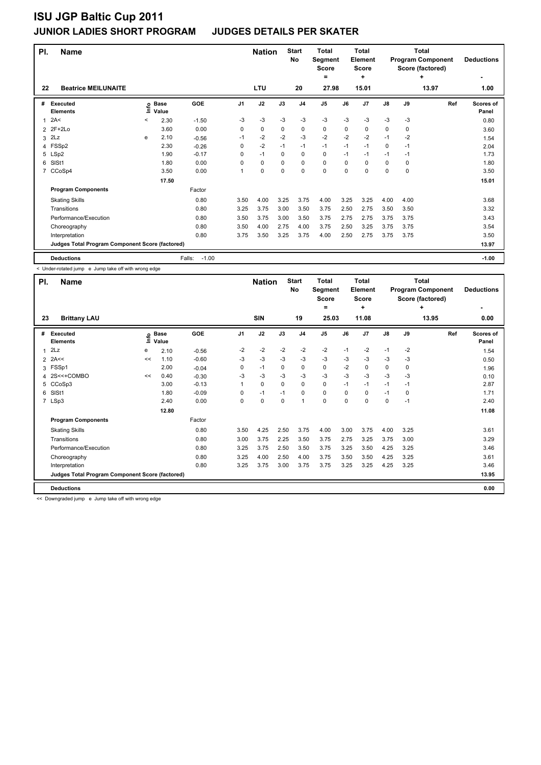# ISU JGP Baltic Cup 2011

## JUNIOR LADIES SHORT PROGRAM JUDGES DETAILS PER SKATER

| Pl. | Name | Nation | Start No | Total Segment Score = | Total Element Score + | Total Program Component Score (factored) + | Deductions - |
|---|---|---|---|---|---|---|---|
| 22 | Beatrice MEILUNAITE | LTU | 20 | 27.98 | 15.01 | 13.97 | 1.00 |

| # | Executed Elements | Info | Base Value | GOE | J1 | J2 | J3 | J4 | J5 | J6 | J7 | J8 | J9 | Ref | Scores of Panel |
|---|---|---|---|---|---|---|---|---|---|---|---|---|---|---|---|
| 1 | 2A< | < | 2.30 | -1.50 | -3 | -3 | -3 | -3 | -3 | -3 | -3 | -3 | -3 | | 0.80 |
| 2 | 2F+2Lo | | 3.60 | 0.00 | 0 | 0 | 0 | 0 | 0 | 0 | 0 | 0 | 0 | | 3.60 |
| 3 | 2Lz | e | 2.10 | -0.56 | -1 | -2 | -2 | -3 | -2 | -2 | -2 | -1 | -2 | | 1.54 |
| 4 | FSSp2 | | 2.30 | -0.26 | 0 | -2 | -1 | -1 | -1 | -1 | -1 | 0 | -1 | | 2.04 |
| 5 | LSp2 | | 1.90 | -0.17 | 0 | -1 | 0 | 0 | 0 | -1 | -1 | -1 | -1 | | 1.73 |
| 6 | SlSt1 | | 1.80 | 0.00 | 0 | 0 | 0 | 0 | 0 | 0 | 0 | 0 | 0 | | 1.80 |
| 7 | CCoSp4 | | 3.50 | 0.00 | 1 | 0 | 0 | 0 | 0 | 0 | 0 | 0 | 0 | | 3.50 |
| | | | 17.50 | | | | | | | | | | | | 15.01 |
| | **Program Components** | | | Factor | | | | | | | | | | | |
| | Skating Skills | | | 0.80 | 3.50 | 4.00 | 3.25 | 3.75 | 4.00 | 3.25 | 3.25 | 4.00 | 4.00 | | 3.68 |
| | Transitions | | | 0.80 | 3.25 | 3.75 | 3.00 | 3.50 | 3.75 | 2.50 | 2.75 | 3.50 | 3.50 | | 3.32 |
| | Performance/Execution | | | 0.80 | 3.50 | 3.75 | 3.00 | 3.50 | 3.75 | 2.75 | 2.75 | 3.75 | 3.75 | | 3.43 |
| | Choreography | | | 0.80 | 3.50 | 4.00 | 2.75 | 4.00 | 3.75 | 2.50 | 3.25 | 3.75 | 3.75 | | 3.54 |
| | Interpretation | | | 0.80 | 3.75 | 3.50 | 3.25 | 3.75 | 4.00 | 2.50 | 2.75 | 3.75 | 3.75 | | 3.50 |
| | **Judges Total Program Component Score (factored)** | | | | | | | | | | | | | | 13.97 |
| | **Deductions** | | | Falls: -1.00 | | | | | | | | | | | -1.00 |

< Under-rotated jump e Jump take off with wrong edge

| Pl. | Name | Nation | Start No | Total Segment Score = | Total Element Score + | Total Program Component Score (factored) + | Deductions - |
|---|---|---|---|---|---|---|---|
| 23 | Brittany LAU | SIN | 19 | 25.03 | 11.08 | 13.95 | 0.00 |

| # | Executed Elements | Info | Base Value | GOE | J1 | J2 | J3 | J4 | J5 | J6 | J7 | J8 | J9 | Ref | Scores of Panel |
|---|---|---|---|---|---|---|---|---|---|---|---|---|---|---|---|
| 1 | 2Lz | e | 2.10 | -0.56 | -2 | -2 | -2 | -2 | -2 | -1 | -2 | -1 | -2 | | 1.54 |
| 2 | 2A<< | << | 1.10 | -0.60 | -3 | -3 | -3 | -3 | -3 | -3 | -3 | -3 | -3 | | 0.50 |
| 3 | FSSp1 | | 2.00 | -0.04 | 0 | -1 | 0 | 0 | 0 | -2 | 0 | 0 | 0 | | 1.96 |
| 4 | 2S<<+COMBO | << | 0.40 | -0.30 | -3 | -3 | -3 | -3 | -3 | -3 | -3 | -3 | -3 | | 0.10 |
| 5 | CCoSp3 | | 3.00 | -0.13 | 1 | 0 | 0 | 0 | 0 | -1 | -1 | -1 | -1 | | 2.87 |
| 6 | SlSt1 | | 1.80 | -0.09 | 0 | -1 | -1 | 0 | 0 | 0 | 0 | -1 | 0 | | 1.71 |
| 7 | LSp3 | | 2.40 | 0.00 | 0 | 0 | 0 | 1 | 0 | 0 | 0 | 0 | -1 | | 2.40 |
| | | | 12.80 | | | | | | | | | | | | 11.08 |
| | **Program Components** | | | Factor | | | | | | | | | | | |
| | Skating Skills | | | 0.80 | 3.50 | 4.25 | 2.50 | 3.75 | 4.00 | 3.00 | 3.75 | 4.00 | 3.25 | | 3.61 |
| | Transitions | | | 0.80 | 3.00 | 3.75 | 2.25 | 3.50 | 3.75 | 2.75 | 3.25 | 3.75 | 3.00 | | 3.29 |
| | Performance/Execution | | | 0.80 | 3.25 | 3.75 | 2.50 | 3.50 | 3.75 | 3.25 | 3.50 | 4.25 | 3.25 | | 3.46 |
| | Choreography | | | 0.80 | 3.25 | 4.00 | 2.50 | 4.00 | 3.75 | 3.50 | 3.50 | 4.25 | 3.25 | | 3.61 |
| | Interpretation | | | 0.80 | 3.25 | 3.75 | 3.00 | 3.75 | 3.75 | 3.25 | 3.25 | 4.25 | 3.25 | | 3.46 |
| | **Judges Total Program Component Score (factored)** | | | | | | | | | | | | | | 13.95 |
| | **Deductions** | | | | | | | | | | | | | | 0.00 |

<< Downgraded jump e Jump take off with wrong edge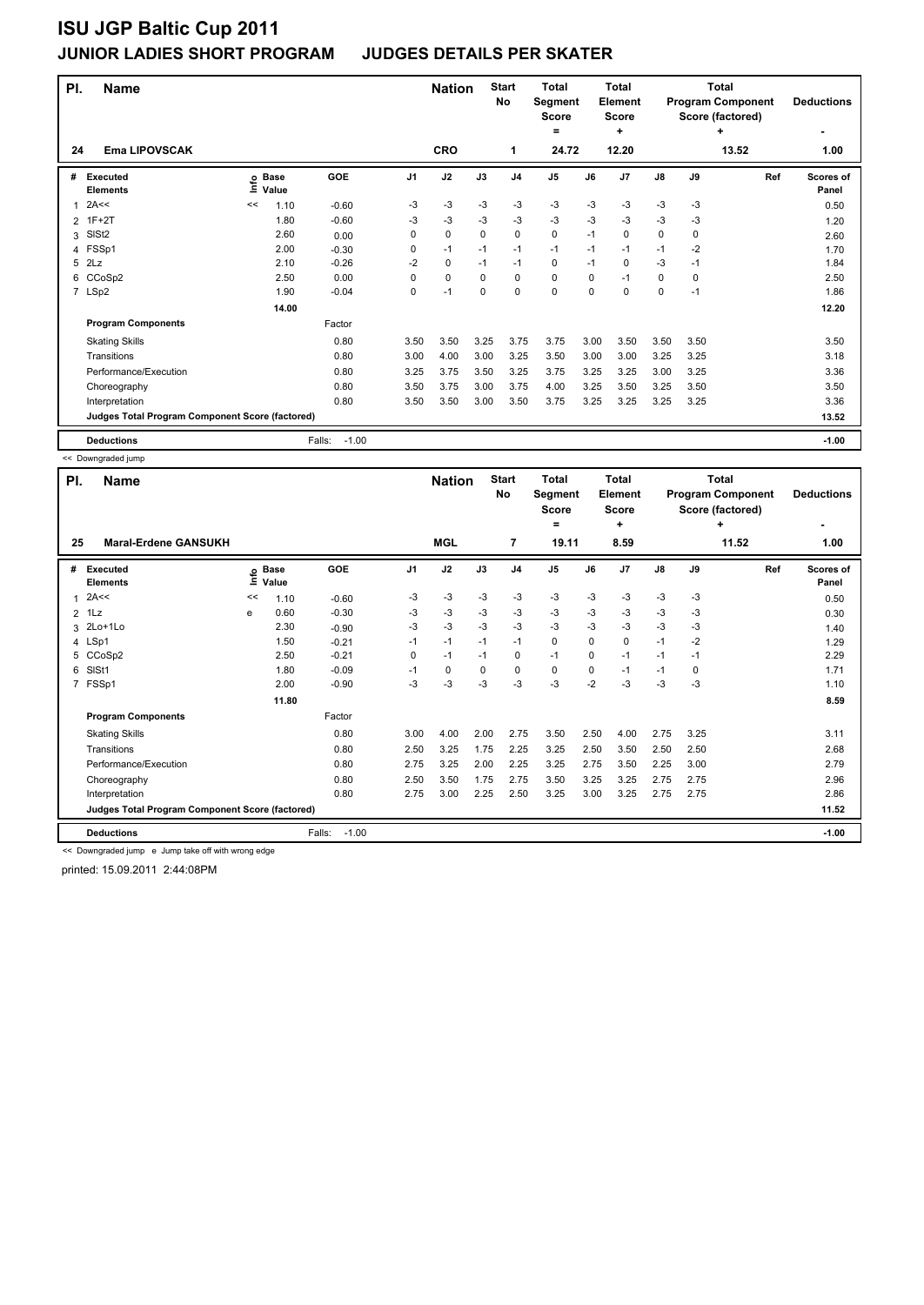# ISU JGP Baltic Cup 2011

## JUNIOR LADIES SHORT PROGRAM    JUDGES DETAILS PER SKATER

| Pl. | Name | Nation | Start No | Total Segment Score = | Total Element Score + | Total Program Component Score (factored) + | Deductions - |
|---|---|---|---|---|---|---|---|
| 24 | Ema LIPOVSCAK | CRO | 1 | 24.72 | 12.20 | 13.52 | 1.00 |

| # | Executed Elements | Info | Base Value | GOE | J1 | J2 | J3 | J4 | J5 | J6 | J7 | J8 | J9 | Ref | Scores of Panel |
|---|---|---|---|---|---|---|---|---|---|---|---|---|---|---|---|
| 1 | 2A<< | << | 1.10 | -0.60 | -3 | -3 | -3 | -3 | -3 | -3 | -3 | -3 | -3 | | 0.50 |
| 2 | 1F+2T | | 1.80 | -0.60 | -3 | -3 | -3 | -3 | -3 | -3 | -3 | -3 | -3 | | 1.20 |
| 3 | SlSt2 | | 2.60 | 0.00 | 0 | 0 | 0 | 0 | 0 | -1 | 0 | 0 | 0 | | 2.60 |
| 4 | FSSp1 | | 2.00 | -0.30 | 0 | -1 | -1 | -1 | -1 | -1 | -1 | -1 | -2 | | 1.70 |
| 5 | 2Lz | | 2.10 | -0.26 | -2 | 0 | -1 | -1 | 0 | -1 | 0 | -3 | -1 | | 1.84 |
| 6 | CCoSp2 | | 2.50 | 0.00 | 0 | 0 | 0 | 0 | 0 | 0 | -1 | 0 | 0 | | 2.50 |
| 7 | LSp2 | | 1.90 | -0.04 | 0 | -1 | 0 | 0 | 0 | 0 | 0 | 0 | -1 | | 1.86 |
| | | | 14.00 | | | | | | | | | | | | 12.20 |
| | **Program Components** | | | Factor | | | | | | | | | | | |
| | Skating Skills | | | 0.80 | 3.50 | 3.50 | 3.25 | 3.75 | 3.75 | 3.00 | 3.50 | 3.50 | 3.50 | | 3.50 |
| | Transitions | | | 0.80 | 3.00 | 4.00 | 3.00 | 3.25 | 3.50 | 3.00 | 3.00 | 3.25 | 3.25 | | 3.18 |
| | Performance/Execution | | | 0.80 | 3.25 | 3.75 | 3.50 | 3.25 | 3.75 | 3.25 | 3.25 | 3.00 | 3.25 | | 3.36 |
| | Choreography | | | 0.80 | 3.50 | 3.75 | 3.00 | 3.75 | 4.00 | 3.25 | 3.50 | 3.25 | 3.50 | | 3.50 |
| | Interpretation | | | 0.80 | 3.50 | 3.50 | 3.00 | 3.50 | 3.75 | 3.25 | 3.25 | 3.25 | 3.25 | | 3.36 |
| | **Judges Total Program Component Score (factored)** | | | | | | | | | | | | | | 13.52 |
| | **Deductions** | | | Falls: -1.00 | | | | | | | | | | | -1.00 |

<< Downgraded jump

| Pl. | Name | Nation | Start No | Total Segment Score = | Total Element Score + | Total Program Component Score (factored) + | Deductions - |
|---|---|---|---|---|---|---|---|
| 25 | Maral-Erdene GANSUKH | MGL | 7 | 19.11 | 8.59 | 11.52 | 1.00 |

| # | Executed Elements | Info | Base Value | GOE | J1 | J2 | J3 | J4 | J5 | J6 | J7 | J8 | J9 | Ref | Scores of Panel |
|---|---|---|---|---|---|---|---|---|---|---|---|---|---|---|---|
| 1 | 2A<< | << | 1.10 | -0.60 | -3 | -3 | -3 | -3 | -3 | -3 | -3 | -3 | -3 | | 0.50 |
| 2 | 1Lz | e | 0.60 | -0.30 | -3 | -3 | -3 | -3 | -3 | -3 | -3 | -3 | -3 | | 0.30 |
| 3 | 2Lo+1Lo | | 2.30 | -0.90 | -3 | -3 | -3 | -3 | -3 | -3 | -3 | -3 | -3 | | 1.40 |
| 4 | LSp1 | | 1.50 | -0.21 | -1 | -1 | -1 | -1 | 0 | 0 | 0 | -1 | -2 | | 1.29 |
| 5 | CCoSp2 | | 2.50 | -0.21 | 0 | -1 | -1 | 0 | -1 | 0 | -1 | -1 | -1 | | 2.29 |
| 6 | SlSt1 | | 1.80 | -0.09 | -1 | 0 | 0 | 0 | 0 | 0 | -1 | -1 | 0 | | 1.71 |
| 7 | FSSp1 | | 2.00 | -0.90 | -3 | -3 | -3 | -3 | -3 | -2 | -3 | -3 | -3 | | 1.10 |
| | | | 11.80 | | | | | | | | | | | | 8.59 |
| | **Program Components** | | | Factor | | | | | | | | | | | |
| | Skating Skills | | | 0.80 | 3.00 | 4.00 | 2.00 | 2.75 | 3.50 | 2.50 | 4.00 | 2.75 | 3.25 | | 3.11 |
| | Transitions | | | 0.80 | 2.50 | 3.25 | 1.75 | 2.25 | 3.25 | 2.50 | 3.50 | 2.50 | 2.50 | | 2.68 |
| | Performance/Execution | | | 0.80 | 2.75 | 3.25 | 2.00 | 2.25 | 3.25 | 2.75 | 3.50 | 2.25 | 3.00 | | 2.79 |
| | Choreography | | | 0.80 | 2.50 | 3.50 | 1.75 | 2.75 | 3.50 | 3.25 | 3.25 | 2.75 | 2.75 | | 2.96 |
| | Interpretation | | | 0.80 | 2.75 | 3.00 | 2.25 | 2.50 | 3.25 | 3.00 | 3.25 | 2.75 | 2.75 | | 2.86 |
| | **Judges Total Program Component Score (factored)** | | | | | | | | | | | | | | 11.52 |
| | **Deductions** | | | Falls: -1.00 | | | | | | | | | | | -1.00 |

<< Downgraded jump   e Jump take off with wrong edge

printed: 15.09.2011 2:44:08PM